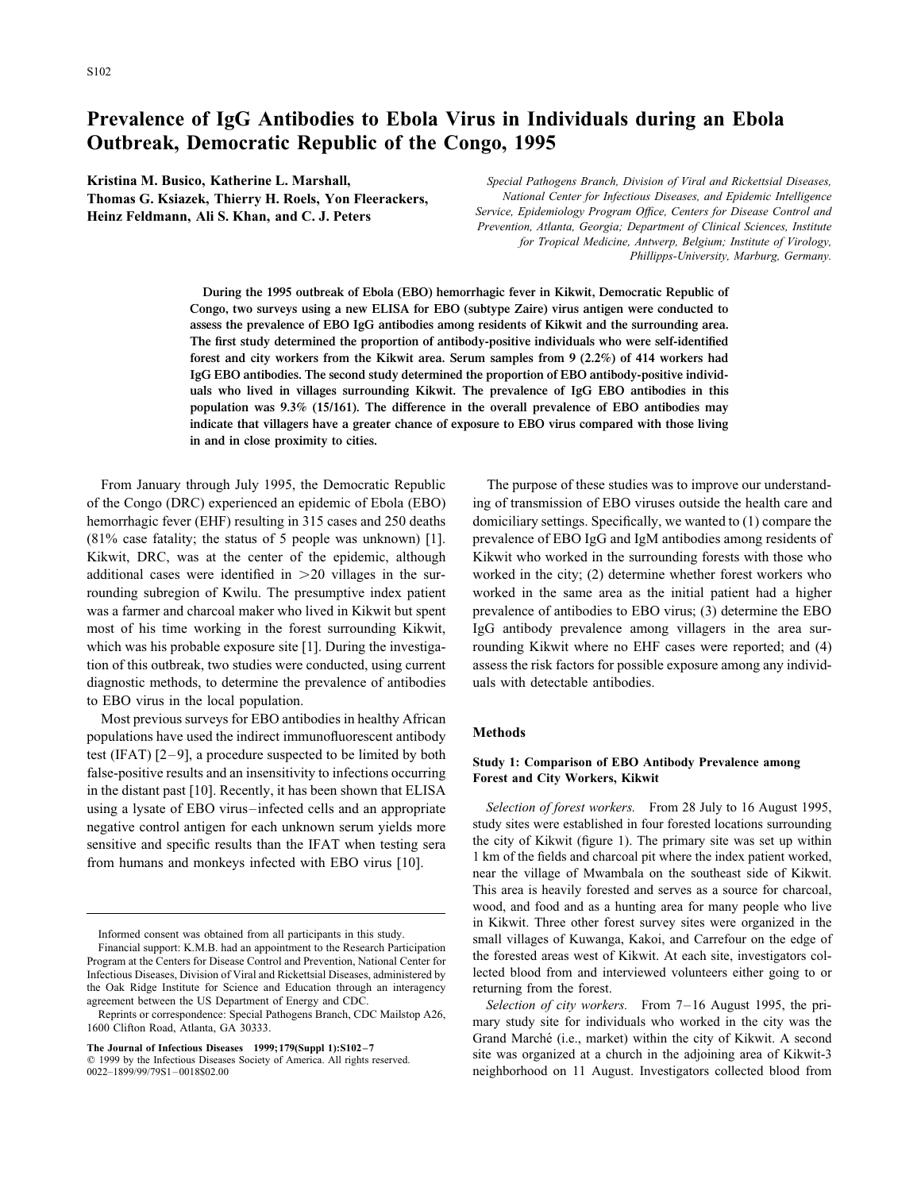# Prevalence of IgG Antibodies to Ebola Virus in Individuals during an Ebola Outbreak, Democratic Republic of the Congo, 1995

**Kristina M. Busico, Katherine L. Marshall, Thomas G. Ksiazek, Thierry H. Roels, Yon Fleerackers, Heinz Feldmann, Ali S. Khan, and C. J. Peters**

*Special Pathogens Branch, Division of Viral and Rickettsial Diseases, National Center for Infectious Diseases, and Epidemic Intelligence Service, Epidemiology Program Office, Centers for Disease Control and Prevention, Atlanta, Georgia; Department of Clinical Sciences, Institute for Tropical Medicine, Antwerp, Belgium; Institute of Virology, Phillipps-University, Marburg, Germany.*

**During the 1995 outbreak of Ebola (EBO) hemorrhagic fever in Kikwit, Democratic Republic of Congo, two surveys using a new ELISA for EBO (subtype Zaire) virus antigen were conducted to assess the prevalence of EBO IgG antibodies among residents of Kikwit and the surrounding area. The first study determined the proportion of antibody-positive individuals who were self-identified forest and city workers from the Kikwit area. Serum samples from 9 (2.2%) of 414 workers had IgG EBO antibodies. The second study determined the proportion of EBO antibody-positive individuals who lived in villages surrounding Kikwit. The prevalence of IgG EBO antibodies in this population was 9.3% (15/161). The difference in the overall prevalence of EBO antibodies may indicate that villagers have a greater chance of exposure to EBO virus compared with those living in and in close proximity to cities.**

From January through July 1995, the Democratic Republic of the Congo (DRC) experienced an epidemic of Ebola (EBO) hemorrhagic fever (EHF) resulting in 315 cases and 250 deaths (81% case fatality; the status of 5 people was unknown) [1]. Kikwit, DRC, was at the center of the epidemic, although additional cases were identified in >20 villages in the surrounding subregion of Kwilu. The presumptive index patient was a farmer and charcoal maker who lived in Kikwit but spent most of his time working in the forest surrounding Kikwit, which was his probable exposure site [1]. During the investigation of this outbreak, two studies were conducted, using current diagnostic methods, to determine the prevalence of antibodies to EBO virus in the local population.

Most previous surveys for EBO antibodies in healthy African populations have used the indirect immunofluorescent antibody test (IFAT) [2–9], a procedure suspected to be limited by both false-positive results and an insensitivity to infections occurring in the distant past [10]. Recently, it has been shown that ELISA using a lysate of EBO virus–infected cells and an appropriate negative control antigen for each unknown serum yields more sensitive and specific results than the IFAT when testing sera from humans and monkeys infected with EBO virus [10].

The purpose of these studies was to improve our understanding of transmission of EBO viruses outside the health care and domiciliary settings. Specifically, we wanted to (1) compare the prevalence of EBO IgG and IgM antibodies among residents of Kikwit who worked in the surrounding forests with those who worked in the city; (2) determine whether forest workers who worked in the same area as the initial patient had a higher prevalence of antibodies to EBO virus; (3) determine the EBO IgG antibody prevalence among villagers in the area surrounding Kikwit where no EHF cases were reported; and (4) assess the risk factors for possible exposure among any individuals with detectable antibodies.

## Methods

### Study 1: Comparison of EBO Antibody Prevalence among Forest and City Workers, Kikwit

*Selection of forest workers.* From 28 July to 16 August 1995, study sites were established in four forested locations surrounding the city of Kikwit (figure 1). The primary site was set up within 1 km of the fields and charcoal pit where the index patient worked, near the village of Mwambala on the southeast side of Kikwit. This area is heavily forested and serves as a source for charcoal, wood, and food and as a hunting area for many people who live in Kikwit. Three other forest survey sites were organized in the small villages of Kuwanga, Kakoi, and Carrefour on the edge of the forested areas west of Kikwit. At each site, investigators collected blood from and interviewed volunteers either going to or returning from the forest.

*Selection of city workers.* From 7–16 August 1995, the primary study site for individuals who worked in the city was the Grand Marché (i.e., market) within the city of Kikwit. A second site was organized at a church in the adjoining area of Kikwit-3 neighborhood on 11 August. Investigators collected blood from

Informed consent was obtained from all participants in this study.

Financial support: K.M.B. had an appointment to the Research Participation Program at the Centers for Disease Control and Prevention, National Center for Infectious Diseases, Division of Viral and Rickettsial Diseases, administered by the Oak Ridge Institute for Science and Education through an interagency agreement between the US Department of Energy and CDC.

Reprints or correspondence: Special Pathogens Branch, CDC Mailstop A26, 1600 Clifton Road, Atlanta, GA 30333.

© 1999 by the Infectious Diseases Society of America. All rights reserved. 0022–1899/99/79S1–0018$02.00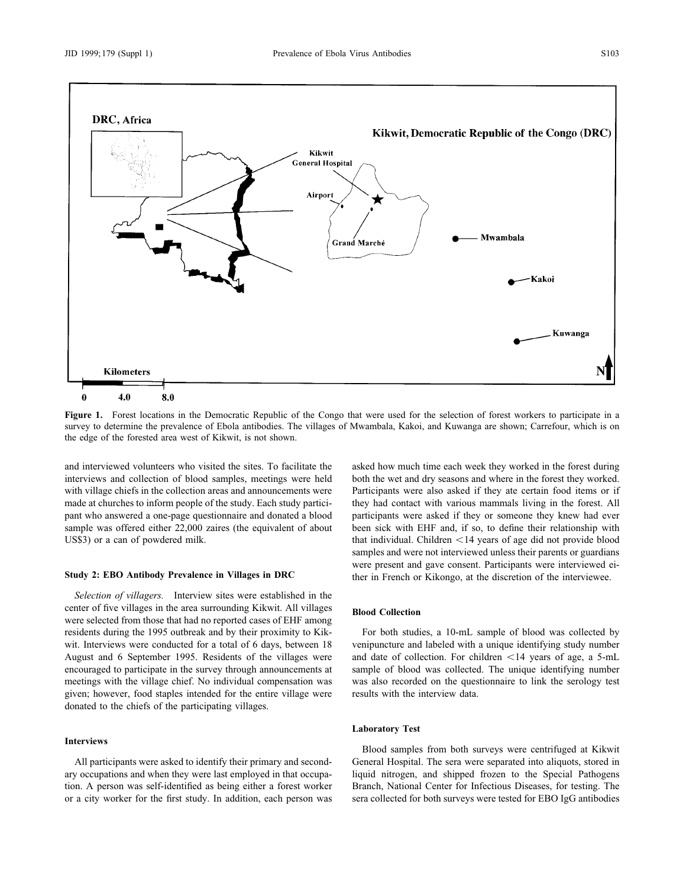**Figure 1.** Forest locations in the Democratic Republic of the Congo that were used for the selection of forest workers to participate in a survey to determine the prevalence of Ebola antibodies. The villages of Mwambala, Kakoi, and Kuwanga are shown; Carrefour, which is on the edge of the forested area west of Kikwit, is not shown.

and interviewed volunteers who visited the sites. To facilitate the interviews and collection of blood samples, meetings were held with village chiefs in the collection areas and announcements were made at churches to inform people of the study. Each study participant who answered a one-page questionnaire and donated a blood sample was offered either 22,000 zaires (the equivalent of about US$3) or a can of powdered milk.

### Study 2: EBO Antibody Prevalence in Villages in DRC

*Selection of villagers.* Interview sites were established in the center of five villages in the area surrounding Kikwit. All villages were selected from those that had no reported cases of EHF among residents during the 1995 outbreak and by their proximity to Kikwit. Interviews were conducted for a total of 6 days, between 18 August and 6 September 1995. Residents of the villages were encouraged to participate in the survey through announcements at meetings with the village chief. No individual compensation was given; however, food staples intended for the entire village were donated to the chiefs of the participating villages.

### Interviews

All participants were asked to identify their primary and secondary occupations and when they were last employed in that occupation. A person was self-identified as being either a forest worker or a city worker for the first study. In addition, each person was asked how much time each week they worked in the forest during both the wet and dry seasons and where in the forest they worked. Participants were also asked if they ate certain food items or if they had contact with various mammals living in the forest. All participants were asked if they or someone they knew had ever been sick with EHF and, if so, to define their relationship with that individual. Children <14 years of age did not provide blood samples and were not interviewed unless their parents or guardians were present and gave consent. Participants were interviewed either in French or Kikongo, at the discretion of the interviewee.

### Blood Collection

For both studies, a 10-mL sample of blood was collected by venipuncture and labeled with a unique identifying study number and date of collection. For children <14 years of age, a 5-mL sample of blood was collected. The unique identifying number was also recorded on the questionnaire to link the serology test results with the interview data.

### Laboratory Test

Blood samples from both surveys were centrifuged at Kikwit General Hospital. The sera were separated into aliquots, stored in liquid nitrogen, and shipped frozen to the Special Pathogens Branch, National Center for Infectious Diseases, for testing. The sera collected for both surveys were tested for EBO IgG antibodies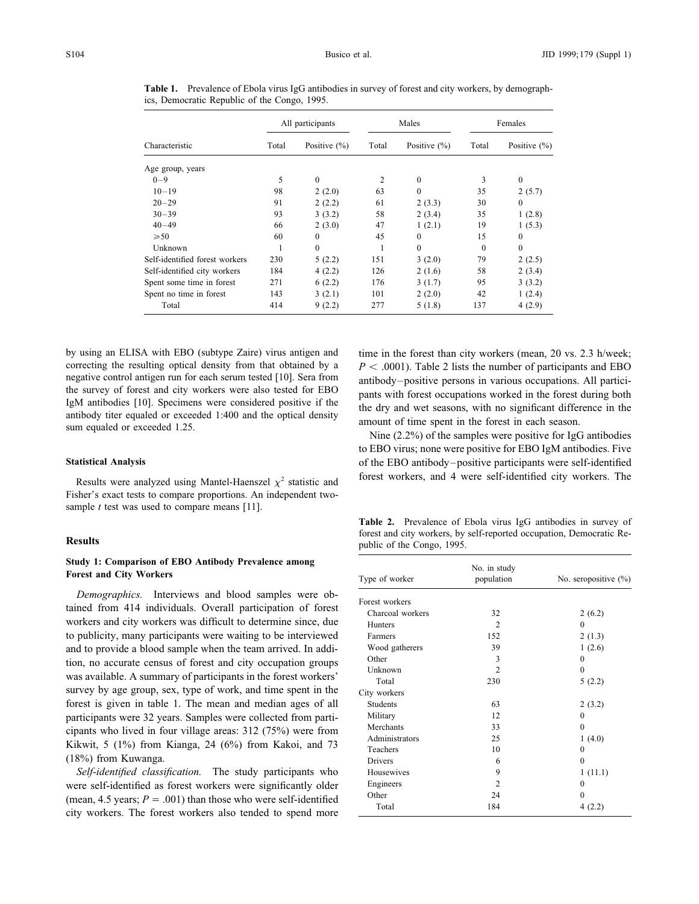**Table 1.** Prevalence of Ebola virus IgG antibodies in survey of forest and city workers, by demographics, Democratic Republic of the Congo, 1995.

| | All participants | | Males | | Females | |
|---|---|---|---|---|---|---|
| Characteristic | Total | Positive (%) | Total | Positive (%) | Total | Positive (%) |
| Age group, years | | | | | | |
| 0–9 | 5 | 0 | 2 | 0 | 3 | 0 |
| 10–19 | 98 | 2 (2.0) | 63 | 0 | 35 | 2 (5.7) |
| 20–29 | 91 | 2 (2.2) | 61 | 2 (3.3) | 30 | 0 |
| 30–39 | 93 | 3 (3.2) | 58 | 2 (3.4) | 35 | 1 (2.8) |
| 40–49 | 66 | 2 (3.0) | 47 | 1 (2.1) | 19 | 1 (5.3) |
| ⩾50 | 60 | 0 | 45 | 0 | 15 | 0 |
| Unknown | 1 | 0 | 1 | 0 | 0 | 0 |
| Self-identified forest workers | 230 | 5 (2.2) | 151 | 3 (2.0) | 79 | 2 (2.5) |
| Self-identified city workers | 184 | 4 (2.2) | 126 | 2 (1.6) | 58 | 2 (3.4) |
| Spent some time in forest | 271 | 6 (2.2) | 176 | 3 (1.7) | 95 | 3 (3.2) |
| Spent no time in forest | 143 | 3 (2.1) | 101 | 2 (2.0) | 42 | 1 (2.4) |
| Total | 414 | 9 (2.2) | 277 | 5 (1.8) | 137 | 4 (2.9) |

by using an ELISA with EBO (subtype Zaire) virus antigen and correcting the resulting optical density from that obtained by a negative control antigen run for each serum tested [10]. Sera from the survey of forest and city workers were also tested for EBO IgM antibodies [10]. Specimens were considered positive if the antibody titer equaled or exceeded 1:400 and the optical density sum equaled or exceeded 1.25.

### Statistical Analysis

Results were analyzed using Mantel-Haenszel $\chi^2$ statistic and Fisher's exact tests to compare proportions. An independent two-sample *t* test was used to compare means [11].

## Results

### Study 1: Comparison of EBO Antibody Prevalence among Forest and City Workers

*Demographics.* Interviews and blood samples were obtained from 414 individuals. Overall participation of forest workers and city workers was difficult to determine since, due to publicity, many participants were waiting to be interviewed and to provide a blood sample when the team arrived. In addition, no accurate census of forest and city occupation groups was available. A summary of participants in the forest workers' survey by age group, sex, type of work, and time spent in the forest is given in table 1. The mean and median ages of all participants were 32 years. Samples were collected from participants who lived in four village areas: 312 (75%) were from Kikwit, 5 (1%) from Kianga, 24 (6%) from Kakoi, and 73 (18%) from Kuwanga.

*Self-identified classification.* The study participants who were self-identified as forest workers were significantly older (mean, 4.5 years; $P = .001$) than those who were self-identified city workers. The forest workers also tended to spend more time in the forest than city workers (mean, 20 vs. 2.3 h/week; $P < .0001$). Table 2 lists the number of participants and EBO antibody–positive persons in various occupations. All participants with forest occupations worked in the forest during both the dry and wet seasons, with no significant difference in the amount of time spent in the forest in each season.

Nine (2.2%) of the samples were positive for IgG antibodies to EBO virus; none were positive for EBO IgM antibodies. Five of the EBO antibody–positive participants were self-identified forest workers, and 4 were self-identified city workers. The

**Table 2.** Prevalence of Ebola virus IgG antibodies in survey of forest and city workers, by self-reported occupation, Democratic Republic of the Congo, 1995.

| Type of worker | No. in study population | No. seropositive (%) |
|---|---|---|
| Forest workers | | |
| Charcoal workers | 32 | 2 (6.2) |
| Hunters | 2 | 0 |
| Farmers | 152 | 2 (1.3) |
| Wood gatherers | 39 | 1 (2.6) |
| Other | 3 | 0 |
| Unknown | 2 | 0 |
| Total | 230 | 5 (2.2) |
| City workers | | |
| Students | 63 | 2 (3.2) |
| Military | 12 | 0 |
| Merchants | 33 | 0 |
| Administrators | 25 | 1 (4.0) |
| Teachers | 10 | 0 |
| Drivers | 6 | 0 |
| Housewives | 9 | 1 (11.1) |
| Engineers | 2 | 0 |
| Other | 24 | 0 |
| Total | 184 | 4 (2.2) |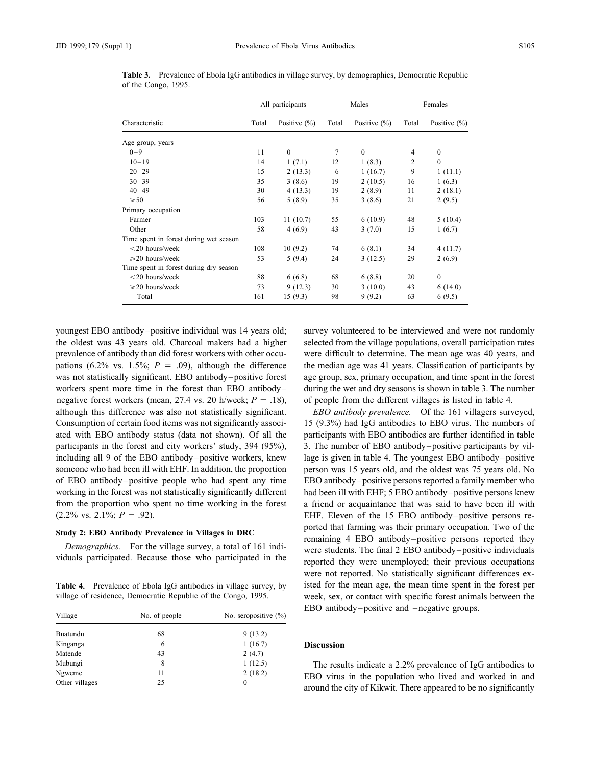**Table 3.** Prevalence of Ebola IgG antibodies in village survey, by demographics, Democratic Republic of the Congo, 1995.

| Characteristic | All participants | | Males | | Females | |
|---|---|---|---|---|---|---|
| | Total | Positive (%) | Total | Positive (%) | Total | Positive (%) |
| Age group, years | | | | | | |
| 0–9 | 11 | 0 | 7 | 0 | 4 | 0 |
| 10–19 | 14 | 1 (7.1) | 12 | 1 (8.3) | 2 | 0 |
| 20–29 | 15 | 2 (13.3) | 6 | 1 (16.7) | 9 | 1 (11.1) |
| 30–39 | 35 | 3 (8.6) | 19 | 2 (10.5) | 16 | 1 (6.3) |
| 40–49 | 30 | 4 (13.3) | 19 | 2 (8.9) | 11 | 2 (18.1) |
| ⩾50 | 56 | 5 (8.9) | 35 | 3 (8.6) | 21 | 2 (9.5) |
| Primary occupation | | | | | | |
| Farmer | 103 | 11 (10.7) | 55 | 6 (10.9) | 48 | 5 (10.4) |
| Other | 58 | 4 (6.9) | 43 | 3 (7.0) | 15 | 1 (6.7) |
| Time spent in forest during wet season | | | | | | |
| <20 hours/week | 108 | 10 (9.2) | 74 | 6 (8.1) | 34 | 4 (11.7) |
| ⩾20 hours/week | 53 | 5 (9.4) | 24 | 3 (12.5) | 29 | 2 (6.9) |
| Time spent in forest during dry season | | | | | | |
| <20 hours/week | 88 | 6 (6.8) | 68 | 6 (8.8) | 20 | 0 |
| ⩾20 hours/week | 73 | 9 (12.3) | 30 | 3 (10.0) | 43 | 6 (14.0) |
| Total | 161 | 15 (9.3) | 98 | 9 (9.2) | 63 | 6 (9.5) |

youngest EBO antibody–positive individual was 14 years old; the oldest was 43 years old. Charcoal makers had a higher prevalence of antibody than did forest workers with other occupations (6.2% vs. 1.5%; $P = .09$), although the difference was not statistically significant. EBO antibody–positive forest workers spent more time in the forest than EBO antibody–negative forest workers (mean, 27.4 vs. 20 h/week; $P = .18$), although this difference was also not statistically significant. Consumption of certain food items was not significantly associated with EBO antibody status (data not shown). Of all the participants in the forest and city workers' study, 394 (95%), including all 9 of the EBO antibody–positive workers, knew someone who had been ill with EHF. In addition, the proportion of EBO antibody–positive people who had spent any time working in the forest was not statistically significantly different from the proportion who spent no time working in the forest (2.2% vs. 2.1%; $P = .92$).

### Study 2: EBO Antibody Prevalence in Villages in DRC

*Demographics.* For the village survey, a total of 161 individuals participated. Because those who participated in the survey volunteered to be interviewed and were not randomly selected from the village populations, overall participation rates were difficult to determine. The mean age was 40 years, and the median age was 41 years. Classification of participants by age group, sex, primary occupation, and time spent in the forest during the wet and dry seasons is shown in table 3. The number of people from the different villages is listed in table 4.

**Table 4.** Prevalence of Ebola IgG antibodies in village survey, by village of residence, Democratic Republic of the Congo, 1995.

| Village | No. of people | No. seropositive (%) |
|---|---|---|
| Buatundu | 68 | 9 (13.2) |
| Kinganga | 6 | 1 (16.7) |
| Matende | 43 | 2 (4.7) |
| Mubungi | 8 | 1 (12.5) |
| Ngweme | 11 | 2 (18.2) |
| Other villages | 25 | 0 |

*EBO antibody prevalence.* Of the 161 villagers surveyed, 15 (9.3%) had IgG antibodies to EBO virus. The numbers of participants with EBO antibodies are further identified in table 3. The number of EBO antibody–positive participants by village is given in table 4. The youngest EBO antibody–positive person was 15 years old, and the oldest was 75 years old. No EBO antibody–positive persons reported a family member who had been ill with EHF; 5 EBO antibody–positive persons knew a friend or acquaintance that was said to have been ill with EHF. Eleven of the 15 EBO antibody–positive persons reported that farming was their primary occupation. Two of the remaining 4 EBO antibody–positive persons reported they were students. The final 2 EBO antibody–positive individuals reported they were unemployed; their previous occupations were not reported. No statistically significant differences existed for the mean age, the mean time spent in the forest per week, sex, or contact with specific forest animals between the EBO antibody–positive and –negative groups.

## Discussion

The results indicate a 2.2% prevalence of IgG antibodies to EBO virus in the population who lived and worked in and around the city of Kikwit. There appeared to be no significantly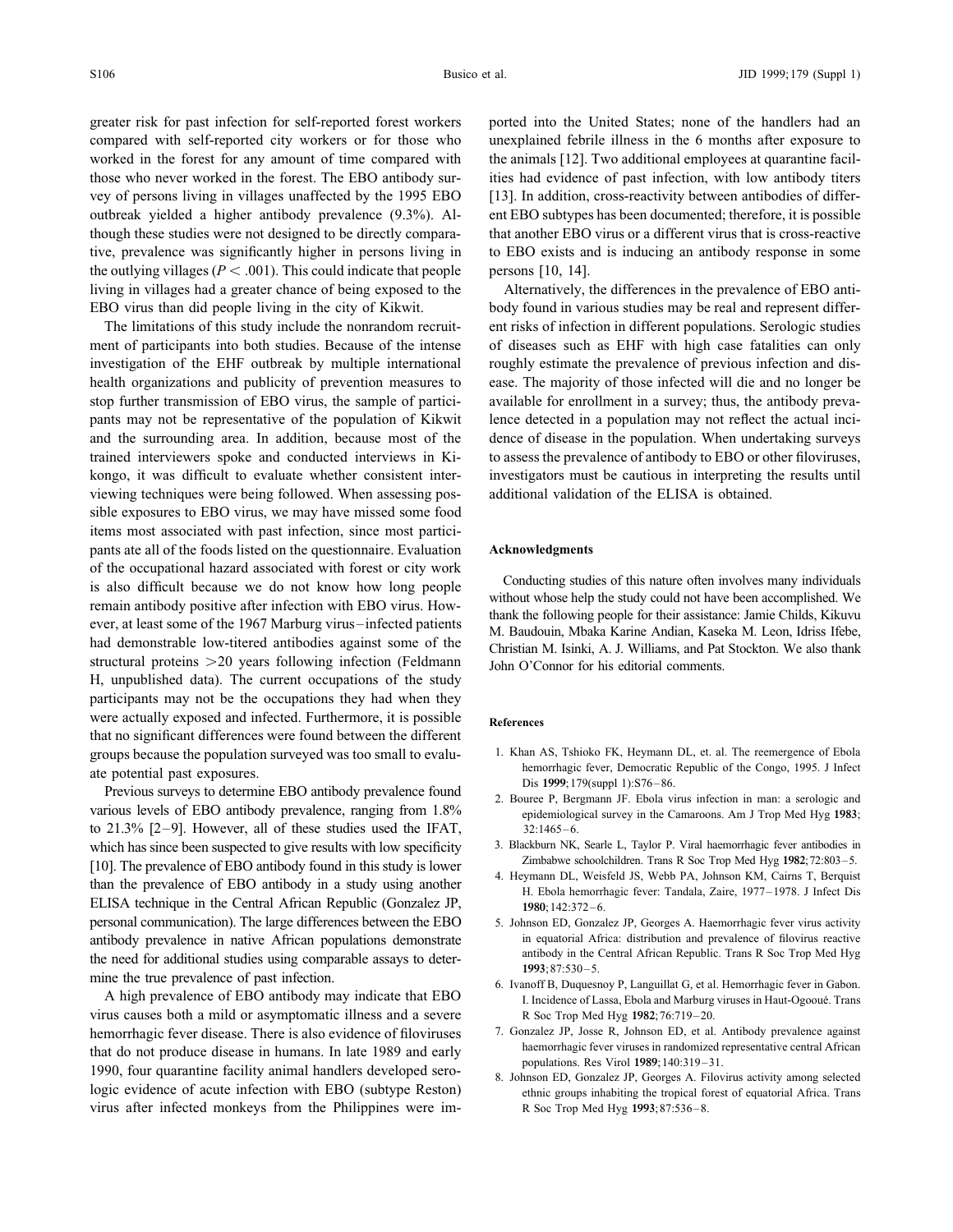greater risk for past infection for self-reported forest workers compared with self-reported city workers or for those who worked in the forest for any amount of time compared with those who never worked in the forest. The EBO antibody survey of persons living in villages unaffected by the 1995 EBO outbreak yielded a higher antibody prevalence (9.3%). Although these studies were not designed to be directly comparative, prevalence was significantly higher in persons living in the outlying villages ($P < .001$). This could indicate that people living in villages had a greater chance of being exposed to the EBO virus than did people living in the city of Kikwit.

The limitations of this study include the nonrandom recruitment of participants into both studies. Because of the intense investigation of the EHF outbreak by multiple international health organizations and publicity of prevention measures to stop further transmission of EBO virus, the sample of participants may not be representative of the population of Kikwit and the surrounding area. In addition, because most of the trained interviewers spoke and conducted interviews in Kikongo, it was difficult to evaluate whether consistent interviewing techniques were being followed. When assessing possible exposures to EBO virus, we may have missed some food items most associated with past infection, since most participants ate all of the foods listed on the questionnaire. Evaluation of the occupational hazard associated with forest or city work is also difficult because we do not know how long people remain antibody positive after infection with EBO virus. However, at least some of the 1967 Marburg virus–infected patients had demonstrable low-titered antibodies against some of the structural proteins >20 years following infection (Feldmann H, unpublished data). The current occupations of the study participants may not be the occupations they had when they were actually exposed and infected. Furthermore, it is possible that no significant differences were found between the different groups because the population surveyed was too small to evaluate potential past exposures.

Previous surveys to determine EBO antibody prevalence found various levels of EBO antibody prevalence, ranging from 1.8% to 21.3% [2–9]. However, all of these studies used the IFAT, which has since been suspected to give results with low specificity [10]. The prevalence of EBO antibody found in this study is lower than the prevalence of EBO antibody in a study using another ELISA technique in the Central African Republic (Gonzalez JP, personal communication). The large differences between the EBO antibody prevalence in native African populations demonstrate the need for additional studies using comparable assays to determine the true prevalence of past infection.

A high prevalence of EBO antibody may indicate that EBO virus causes both a mild or asymptomatic illness and a severe hemorrhagic fever disease. There is also evidence of filoviruses that do not produce disease in humans. In late 1989 and early 1990, four quarantine facility animal handlers developed serologic evidence of acute infection with EBO (subtype Reston) virus after infected monkeys from the Philippines were imported into the United States; none of the handlers had an unexplained febrile illness in the 6 months after exposure to the animals [12]. Two additional employees at quarantine facilities had evidence of past infection, with low antibody titers [13]. In addition, cross-reactivity between antibodies of different EBO subtypes has been documented; therefore, it is possible that another EBO virus or a different virus that is cross-reactive to EBO exists and is inducing an antibody response in some persons [10, 14].

Alternatively, the differences in the prevalence of EBO antibody found in various studies may be real and represent different risks of infection in different populations. Serologic studies of diseases such as EHF with high case fatalities can only roughly estimate the prevalence of previous infection and disease. The majority of those infected will die and no longer be available for enrollment in a survey; thus, the antibody prevalence detected in a population may not reflect the actual incidence of disease in the population. When undertaking surveys to assess the prevalence of antibody to EBO or other filoviruses, investigators must be cautious in interpreting the results until additional validation of the ELISA is obtained.

#### Acknowledgments

Conducting studies of this nature often involves many individuals without whose help the study could not have been accomplished. We thank the following people for their assistance: Jamie Childs, Kikuvu M. Baudouin, Mbaka Karine Andian, Kaseka M. Leon, Idriss Ifebe, Christian M. Isinki, A. J. Williams, and Pat Stockton. We also thank John O'Connor for his editorial comments.

#### References

1. Khan AS, Tshioko FK, Heymann DL, et. al. The reemergence of Ebola hemorrhagic fever, Democratic Republic of the Congo, 1995. J Infect Dis **1999**; 179(suppl 1):S76–86.
2. Bouree P, Bergmann JF. Ebola virus infection in man: a serologic and epidemiological survey in the Camaroons. Am J Trop Med Hyg **1983**; 32:1465–6.
3. Blackburn NK, Searle L, Taylor P. Viral haemorrhagic fever antibodies in Zimbabwe schoolchildren. Trans R Soc Trop Med Hyg **1982**; 72:803–5.
4. Heymann DL, Weisfeld JS, Webb PA, Johnson KM, Cairns T, Berquist H. Ebola hemorrhagic fever: Tandala, Zaire, 1977–1978. J Infect Dis **1980**; 142:372–6.
5. Johnson ED, Gonzalez JP, Georges A. Haemorrhagic fever virus activity in equatorial Africa: distribution and prevalence of filovirus reactive antibody in the Central African Republic. Trans R Soc Trop Med Hyg **1993**; 87:530–5.
6. Ivanoff B, Duquesnoy P, Languillat G, et al. Hemorrhagic fever in Gabon. I. Incidence of Lassa, Ebola and Marburg viruses in Haut-Ogooué. Trans R Soc Trop Med Hyg **1982**; 76:719–20.
7. Gonzalez JP, Josse R, Johnson ED, et al. Antibody prevalence against haemorrhagic fever viruses in randomized representative central African populations. Res Virol **1989**; 140:319–31.
8. Johnson ED, Gonzalez JP, Georges A. Filovirus activity among selected ethnic groups inhabiting the tropical forest of equatorial Africa. Trans R Soc Trop Med Hyg **1993**; 87:536–8.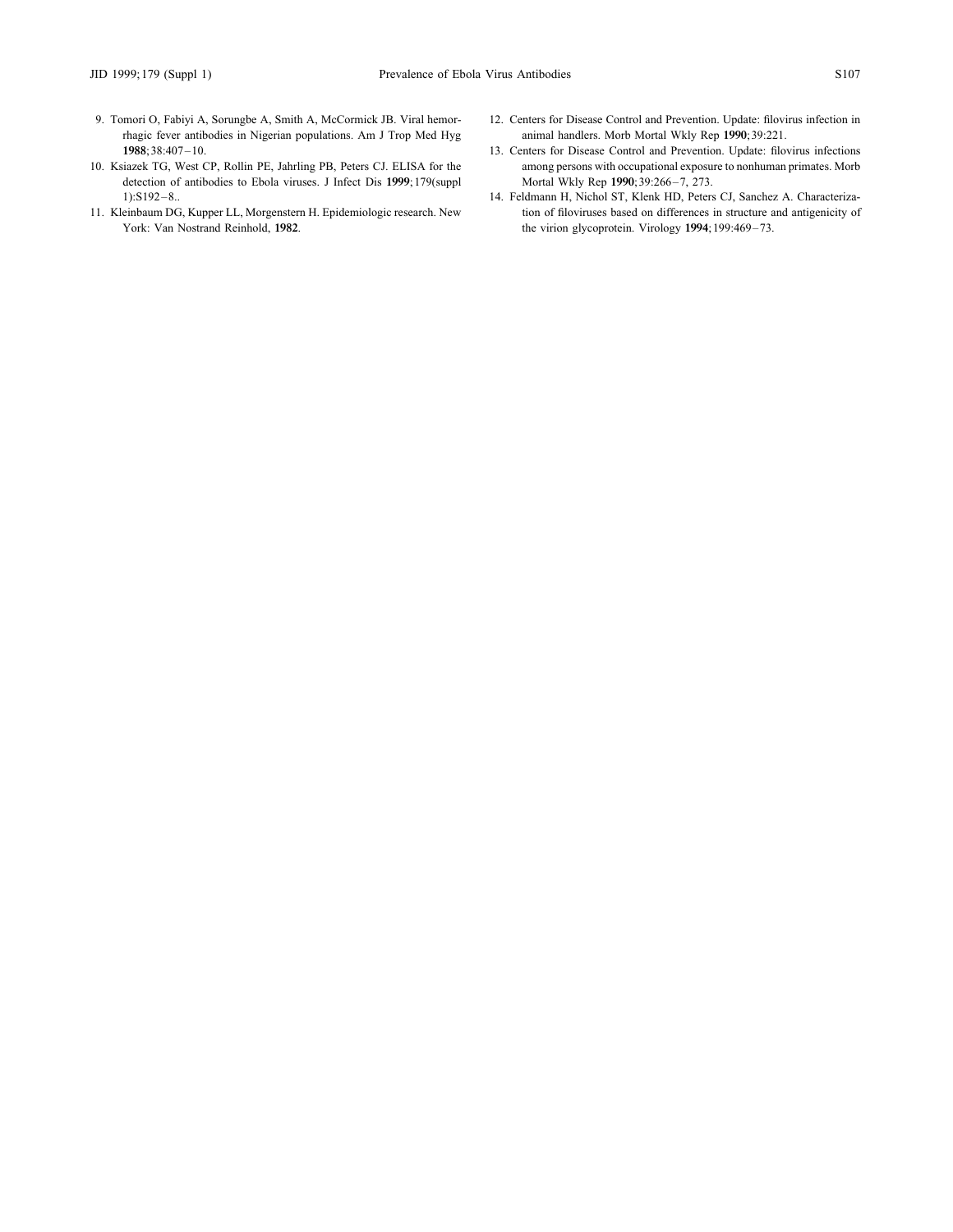9. Tomori O, Fabiyi A, Sorungbe A, Smith A, McCormick JB. Viral hemorrhagic fever antibodies in Nigerian populations. Am J Trop Med Hyg **1988**;38:407–10.
10. Ksiazek TG, West CP, Rollin PE, Jahrling PB, Peters CJ. ELISA for the detection of antibodies to Ebola viruses. J Infect Dis **1999**;179(suppl 1):S192–8..
11. Kleinbaum DG, Kupper LL, Morgenstern H. Epidemiologic research. New York: Van Nostrand Reinhold, **1982**.
12. Centers for Disease Control and Prevention. Update: filovirus infection in animal handlers. Morb Mortal Wkly Rep **1990**;39:221.
13. Centers for Disease Control and Prevention. Update: filovirus infections among persons with occupational exposure to nonhuman primates. Morb Mortal Wkly Rep **1990**;39:266–7, 273.
14. Feldmann H, Nichol ST, Klenk HD, Peters CJ, Sanchez A. Characterization of filoviruses based on differences in structure and antigenicity of the virion glycoprotein. Virology **1994**;199:469–73.